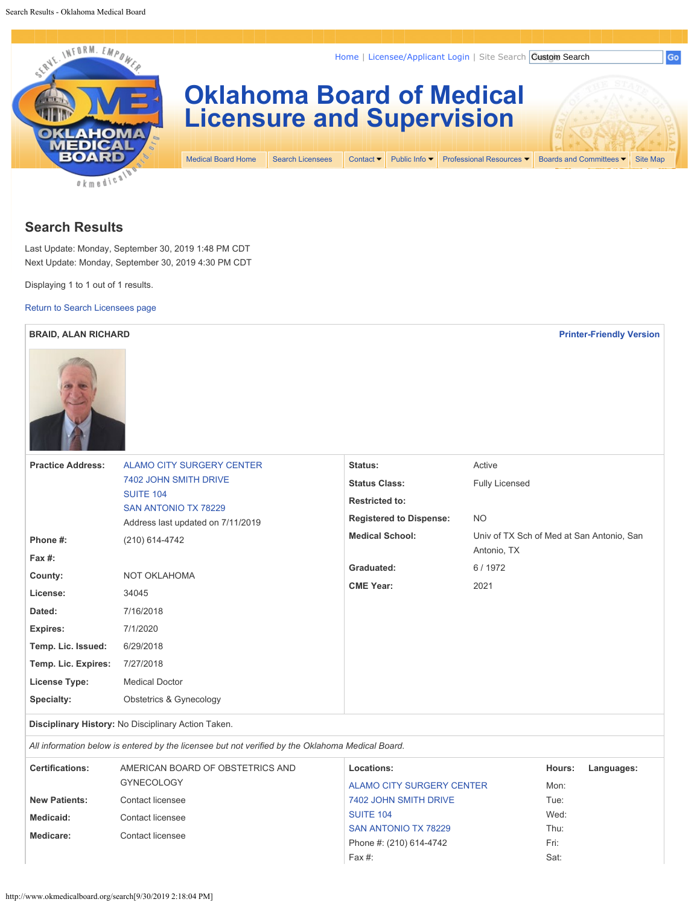Home | Licensee/Applicant Login | Site Search Custom Search Go

# Oklahoma Board of Medical Licensure and Supervision

Medical Board Home | Search Licensees | Contact | Public Info | Professional Resources | Boards and Committees | Site Map

## Search Results

Last Update: Monday, September 30, 2019 1:48 PM CDT
Next Update: Monday, September 30, 2019 4:30 PM CDT

Displaying 1 to 1 out of 1 results.

Return to Search Licensees page

**BRAID, ALAN RICHARD** — Printer-Friendly Version

| | | | |
|---|---|---|---|
| **Practice Address:** | ALAMO CITY SURGERY CENTER<br>7402 JOHN SMITH DRIVE<br>SUITE 104<br>SAN ANTONIO TX 78229<br>Address last updated on 7/11/2019 | **Status:** | Active |
| **Phone #:** | (210) 614-4742 | **Status Class:** | Fully Licensed |
| **Fax #:** | | **Restricted to:** | |
| **County:** | NOT OKLAHOMA | **Registered to Dispense:** | NO |
| **License:** | 34045 | **Medical School:** | Univ of TX Sch of Med at San Antonio, San Antonio, TX |
| **Dated:** | 7/16/2018 | **Graduated:** | 6 / 1972 |
| **Expires:** | 7/1/2020 | **CME Year:** | 2021 |
| **Temp. Lic. Issued:** | 6/29/2018 | | |
| **Temp. Lic. Expires:** | 7/27/2018 | | |
| **License Type:** | Medical Doctor | | |
| **Specialty:** | Obstetrics & Gynecology | | |

**Disciplinary History:** No Disciplinary Action Taken.

*All information below is entered by the licensee but not verified by the Oklahoma Medical Board.*

| | | | | |
|---|---|---|---|---|
| **Certifications:** | AMERICAN BOARD OF OBSTETRICS AND GYNECOLOGY | **Locations:** | **Hours:** | **Languages:** |
| **New Patients:** | Contact licensee | ALAMO CITY SURGERY CENTER<br>7402 JOHN SMITH DRIVE<br>SUITE 104<br>SAN ANTONIO TX 78229<br>Phone #: (210) 614-4742<br>Fax #: | Mon:<br>Tue:<br>Wed:<br>Thu:<br>Fri:<br>Sat: | |
| **Medicaid:** | Contact licensee | | | |
| **Medicare:** | Contact licensee | | | |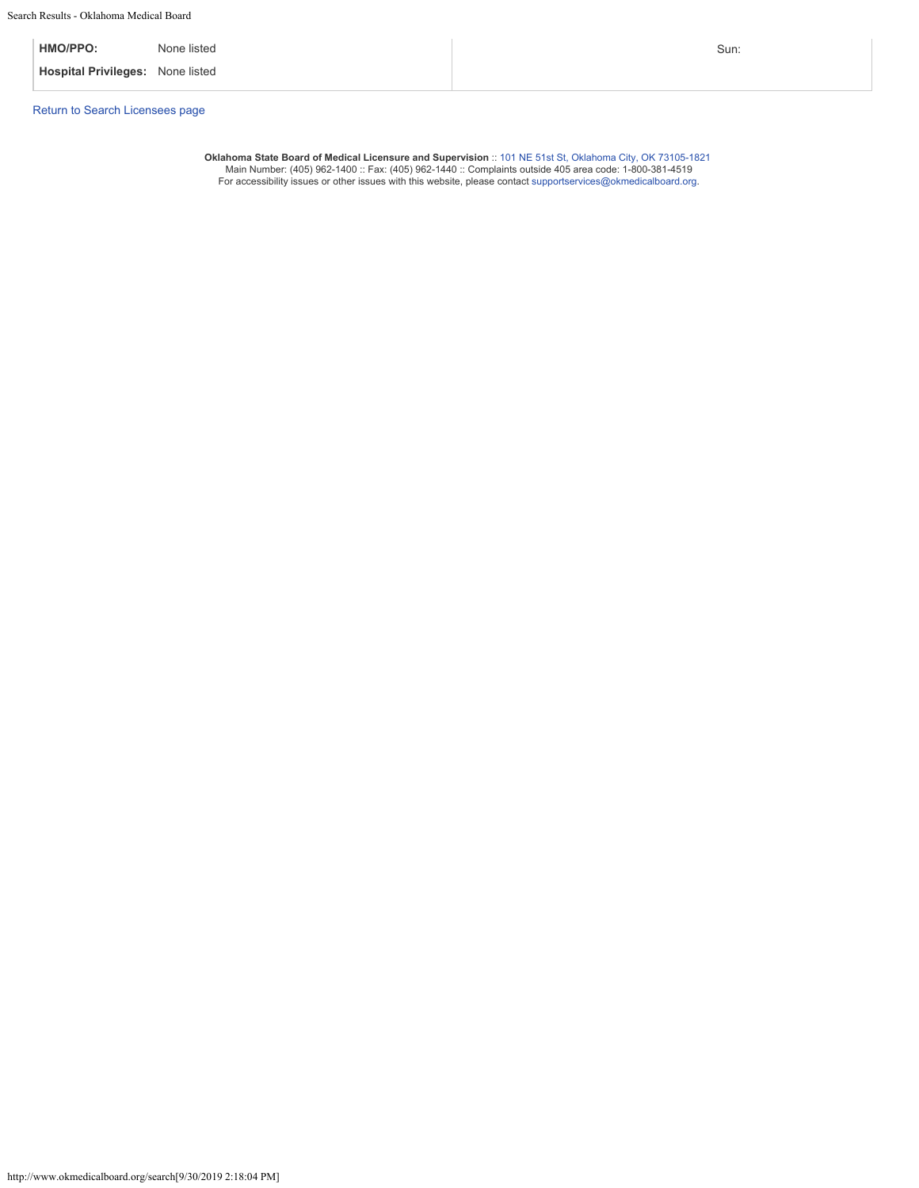| | | |
|---|---|---|
| **HMO/PPO:** | None listed | Sun: |
| **Hospital Privileges:** | None listed | |

Return to Search Licensees page

**Oklahoma State Board of Medical Licensure and Supervision** :: 101 NE 51st St, Oklahoma City, OK 73105-1821
Main Number: (405) 962-1400 :: Fax: (405) 962-1440 :: Complaints outside 405 area code: 1-800-381-4519
For accessibility issues or other issues with this website, please contact supportservices@okmedicalboard.org.